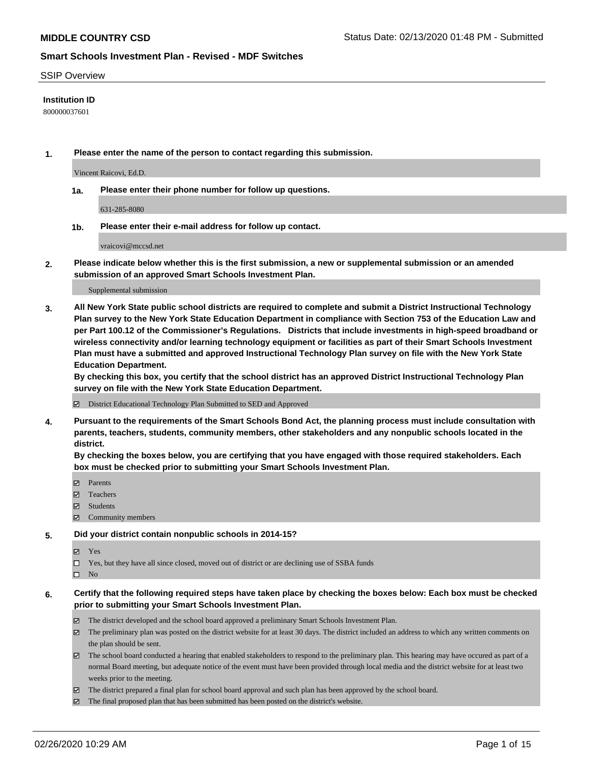# MIDDLE COUNTRY CSD

Status Date: 02/13/2020 01:48 PM - Submitted

## Smart Schools Investment Plan - Revised - MDF Switches

SSIP Overview

**Institution ID**

800000037601

**1. Please enter the name of the person to contact regarding this submission.**

Vincent Raicovi, Ed.D.

**1a. Please enter their phone number for follow up questions.**

631-285-8080

**1b. Please enter their e-mail address for follow up contact.**

vraicovi@mccsd.net

**2. Please indicate below whether this is the first submission, a new or supplemental submission or an amended submission of an approved Smart Schools Investment Plan.**

Supplemental submission

**3. All New York State public school districts are required to complete and submit a District Instructional Technology Plan survey to the New York State Education Department in compliance with Section 753 of the Education Law and per Part 100.12 of the Commissioner's Regulations. Districts that include investments in high-speed broadband or wireless connectivity and/or learning technology equipment or facilities as part of their Smart Schools Investment Plan must have a submitted and approved Instructional Technology Plan survey on file with the New York State Education Department.**

**By checking this box, you certify that the school district has an approved District Instructional Technology Plan survey on file with the New York State Education Department.**

- ☑ District Educational Technology Plan Submitted to SED and Approved

**4. Pursuant to the requirements of the Smart Schools Bond Act, the planning process must include consultation with parents, teachers, students, community members, other stakeholders and any nonpublic schools located in the district.**

**By checking the boxes below, you are certifying that you have engaged with those required stakeholders. Each box must be checked prior to submitting your Smart Schools Investment Plan.**

- ☑ Parents
- ☑ Teachers
- ☑ Students
- ☑ Community members

**5. Did your district contain nonpublic schools in 2014-15?**

- ☑ Yes
- ☐ Yes, but they have all since closed, moved out of district or are declining use of SSBA funds
- ☐ No

**6. Certify that the following required steps have taken place by checking the boxes below: Each box must be checked prior to submitting your Smart Schools Investment Plan.**

- ☑ The district developed and the school board approved a preliminary Smart Schools Investment Plan.
- ☑ The preliminary plan was posted on the district website for at least 30 days. The district included an address to which any written comments on the plan should be sent.
- ☑ The school board conducted a hearing that enabled stakeholders to respond to the preliminary plan. This hearing may have occured as part of a normal Board meeting, but adequate notice of the event must have been provided through local media and the district website for at least two weeks prior to the meeting.
- ☑ The district prepared a final plan for school board approval and such plan has been approved by the school board.
- ☑ The final proposed plan that has been submitted has been posted on the district's website.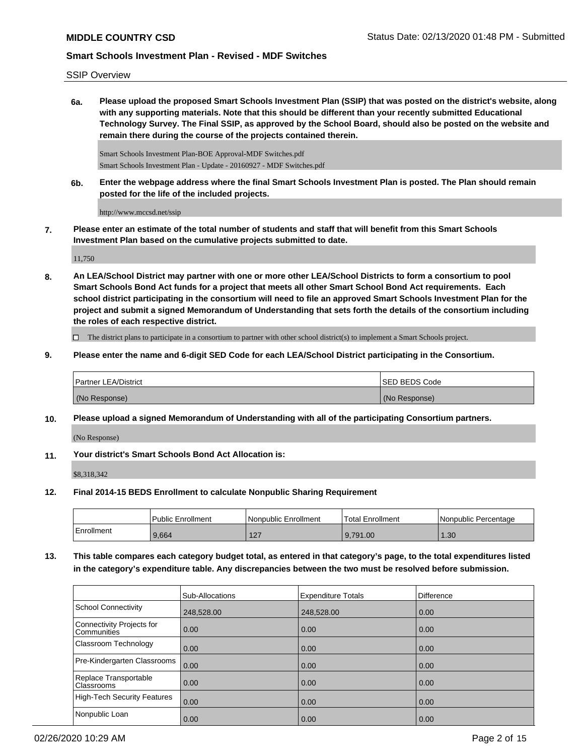SSIP Overview

**6a. Please upload the proposed Smart Schools Investment Plan (SSIP) that was posted on the district's website, along with any supporting materials. Note that this should be different than your recently submitted Educational Technology Survey. The Final SSIP, as approved by the School Board, should also be posted on the website and remain there during the course of the projects contained therein.**

Smart Schools Investment Plan-BOE Approval-MDF Switches.pdf
Smart Schools Investment Plan - Update - 20160927 - MDF Switches.pdf

**6b. Enter the webpage address where the final Smart Schools Investment Plan is posted. The Plan should remain posted for the life of the included projects.**

http://www.mccsd.net/ssip

**7. Please enter an estimate of the total number of students and staff that will benefit from this Smart Schools Investment Plan based on the cumulative projects submitted to date.**

11,750

**8. An LEA/School District may partner with one or more other LEA/School Districts to form a consortium to pool Smart Schools Bond Act funds for a project that meets all other Smart School Bond Act requirements. Each school district participating in the consortium will need to file an approved Smart Schools Investment Plan for the project and submit a signed Memorandum of Understanding that sets forth the details of the consortium including the roles of each respective district.**

☐ The district plans to participate in a consortium to partner with other school district(s) to implement a Smart Schools project.

**9. Please enter the name and 6-digit SED Code for each LEA/School District participating in the Consortium.**

| Partner LEA/District | SED BEDS Code |
|---|---|
| (No Response) | (No Response) |

**10. Please upload a signed Memorandum of Understanding with all of the participating Consortium partners.**

(No Response)

**11. Your district's Smart Schools Bond Act Allocation is:**

$8,318,342

**12. Final 2014-15 BEDS Enrollment to calculate Nonpublic Sharing Requirement**

| | Public Enrollment | Nonpublic Enrollment | Total Enrollment | Nonpublic Percentage |
|---|---|---|---|---|
| Enrollment | 9,664 | 127 | 9,791.00 | 1.30 |

**13. This table compares each category budget total, as entered in that category's page, to the total expenditures listed in the category's expenditure table. Any discrepancies between the two must be resolved before submission.**

| | Sub-Allocations | Expenditure Totals | Difference |
|---|---|---|---|
| School Connectivity | 248,528.00 | 248,528.00 | 0.00 |
| Connectivity Projects for Communities | 0.00 | 0.00 | 0.00 |
| Classroom Technology | 0.00 | 0.00 | 0.00 |
| Pre-Kindergarten Classrooms | 0.00 | 0.00 | 0.00 |
| Replace Transportable Classrooms | 0.00 | 0.00 | 0.00 |
| High-Tech Security Features | 0.00 | 0.00 | 0.00 |
| Nonpublic Loan | 0.00 | 0.00 | 0.00 |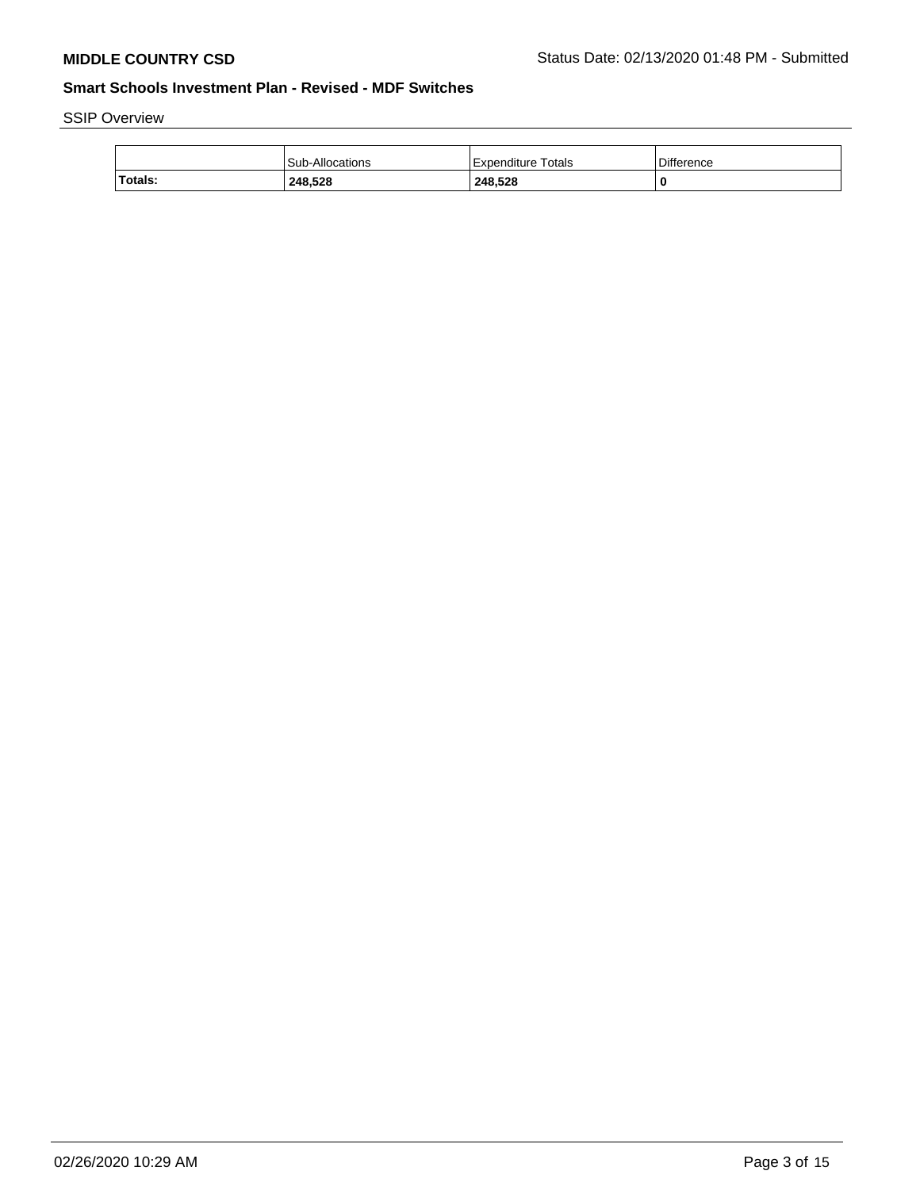SSIP Overview

| | Sub-Allocations | Expenditure Totals | Difference |
|---|---|---|---|
| **Totals:** | **248,528** | **248,528** | **0** |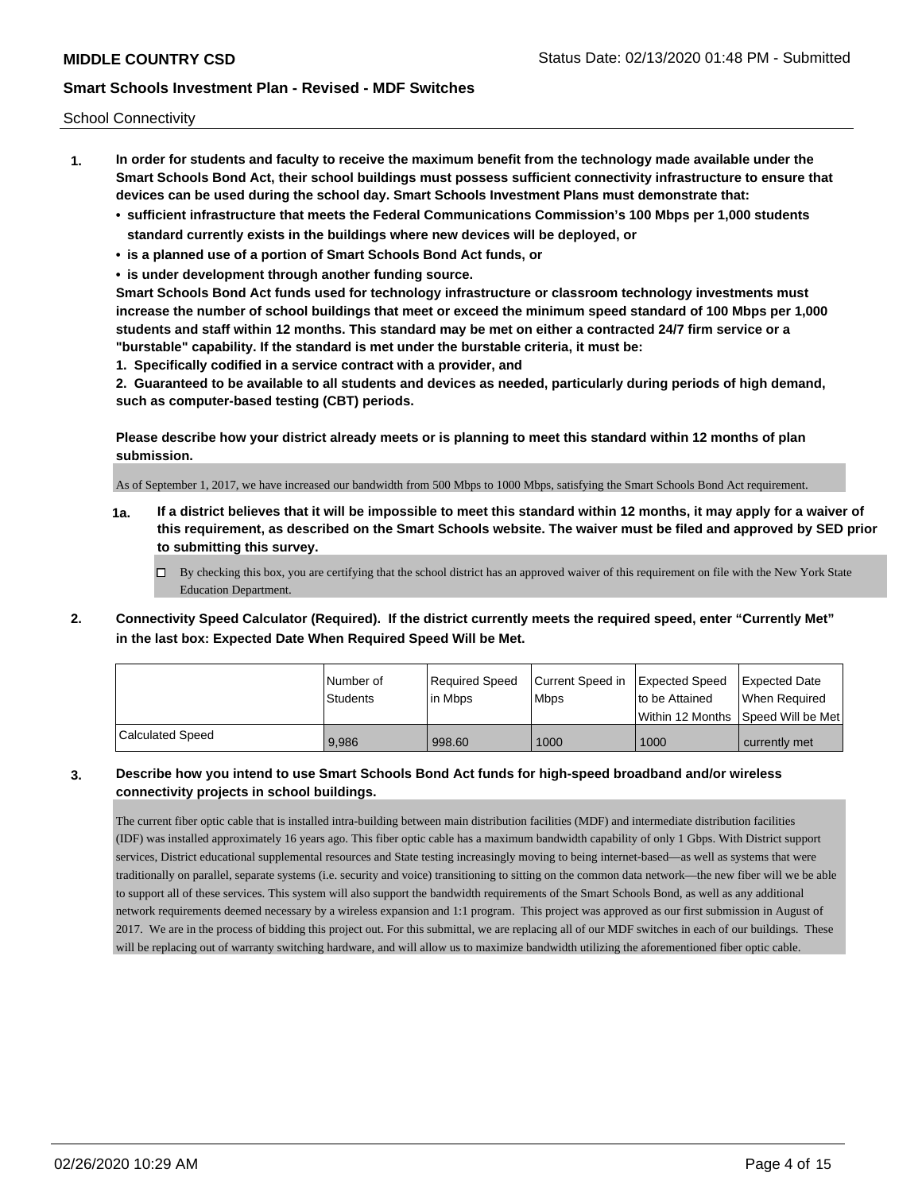## School Connectivity

1. **In order for students and faculty to receive the maximum benefit from the technology made available under the Smart Schools Bond Act, their school buildings must possess sufficient connectivity infrastructure to ensure that devices can be used during the school day. Smart Schools Investment Plans must demonstrate that:**
   - **sufficient infrastructure that meets the Federal Communications Commission's 100 Mbps per 1,000 students standard currently exists in the buildings where new devices will be deployed, or**
   - **is a planned use of a portion of Smart Schools Bond Act funds, or**
   - **is under development through another funding source.**

   **Smart Schools Bond Act funds used for technology infrastructure or classroom technology investments must increase the number of school buildings that meet or exceed the minimum speed standard of 100 Mbps per 1,000 students and staff within 12 months. This standard may be met on either a contracted 24/7 firm service or a "burstable" capability. If the standard is met under the burstable criteria, it must be:**

   **1. Specifically codified in a service contract with a provider, and**

   **2. Guaranteed to be available to all students and devices as needed, particularly during periods of high demand, such as computer-based testing (CBT) periods.**

   **Please describe how your district already meets or is planning to meet this standard within 12 months of plan submission.**

   As of September 1, 2017, we have increased our bandwidth from 500 Mbps to 1000 Mbps, satisfying the Smart Schools Bond Act requirement.

   **1a. If a district believes that it will be impossible to meet this standard within 12 months, it may apply for a waiver of this requirement, as described on the Smart Schools website. The waiver must be filed and approved by SED prior to submitting this survey.**

   - [ ] By checking this box, you are certifying that the school district has an approved waiver of this requirement on file with the New York State Education Department.

2. **Connectivity Speed Calculator (Required). If the district currently meets the required speed, enter "Currently Met" in the last box: Expected Date When Required Speed Will be Met.**

| | Number of Students | Required Speed in Mbps | Current Speed in Mbps | Expected Speed to be Attained Within 12 Months | Expected Date When Required Speed Will be Met |
|---|---|---|---|---|---|
| Calculated Speed | 9,986 | 998.60 | 1000 | 1000 | currently met |

3. **Describe how you intend to use Smart Schools Bond Act funds for high-speed broadband and/or wireless connectivity projects in school buildings.**

   The current fiber optic cable that is installed intra-building between main distribution facilities (MDF) and intermediate distribution facilities (IDF) was installed approximately 16 years ago. This fiber optic cable has a maximum bandwidth capability of only 1 Gbps. With District support services, District educational supplemental resources and State testing increasingly moving to being internet-based—as well as systems that were traditionally on parallel, separate systems (i.e. security and voice) transitioning to sitting on the common data network—the new fiber will we be able to support all of these services. This system will also support the bandwidth requirements of the Smart Schools Bond, as well as any additional network requirements deemed necessary by a wireless expansion and 1:1 program. This project was approved as our first submission in August of 2017. We are in the process of bidding this project out. For this submittal, we are replacing all of our MDF switches in each of our buildings. These will be replacing out of warranty switching hardware, and will allow us to maximize bandwidth utilizing the aforementioned fiber optic cable.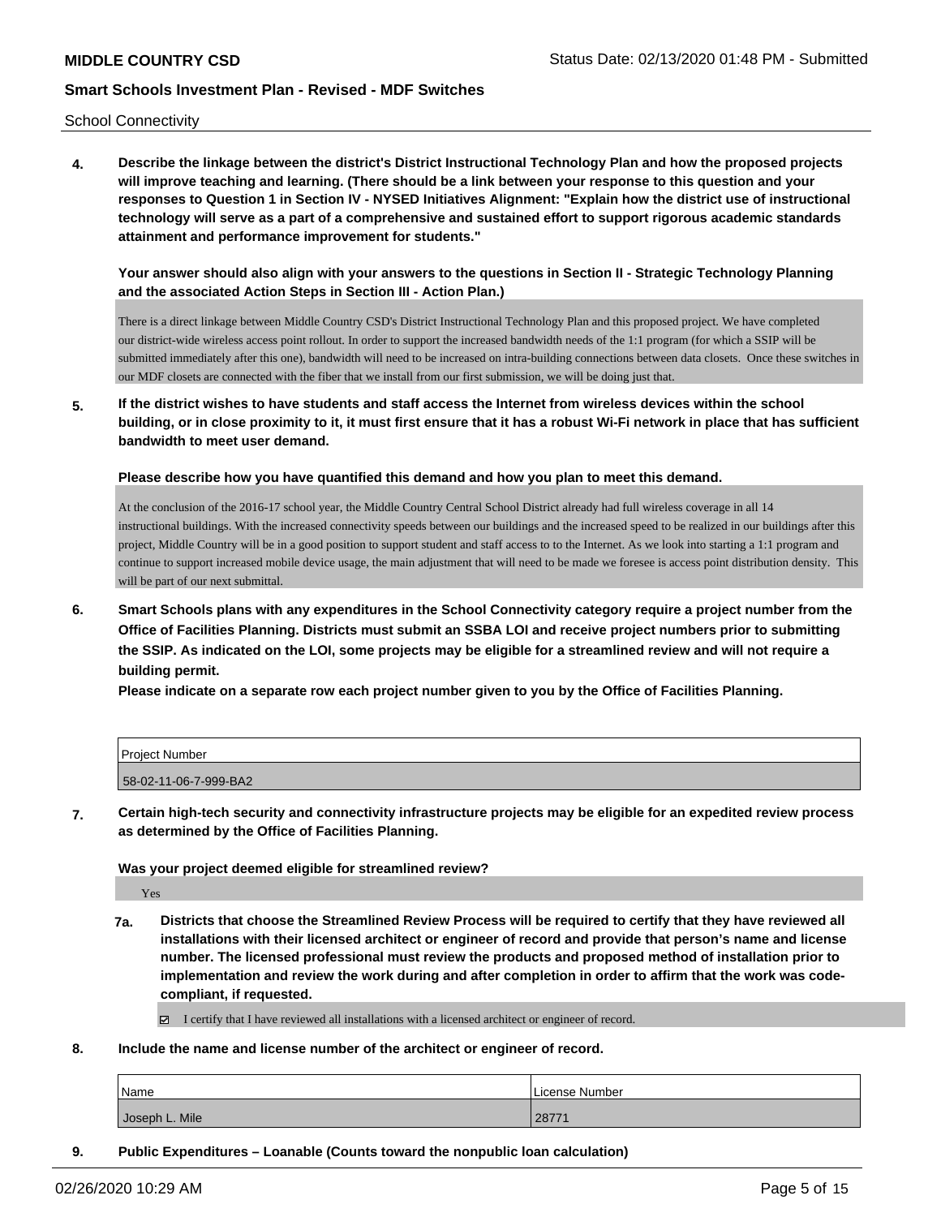School Connectivity

**4. Describe the linkage between the district's District Instructional Technology Plan and how the proposed projects will improve teaching and learning. (There should be a link between your response to this question and your responses to Question 1 in Section IV - NYSED Initiatives Alignment: "Explain how the district use of instructional technology will serve as a part of a comprehensive and sustained effort to support rigorous academic standards attainment and performance improvement for students."**

**Your answer should also align with your answers to the questions in Section II - Strategic Technology Planning and the associated Action Steps in Section III - Action Plan.)**

There is a direct linkage between Middle Country CSD's District Instructional Technology Plan and this proposed project. We have completed our district-wide wireless access point rollout. In order to support the increased bandwidth needs of the 1:1 program (for which a SSIP will be submitted immediately after this one), bandwidth will need to be increased on intra-building connections between data closets. Once these switches in our MDF closets are connected with the fiber that we install from our first submission, we will be doing just that.

**5. If the district wishes to have students and staff access the Internet from wireless devices within the school building, or in close proximity to it, it must first ensure that it has a robust Wi-Fi network in place that has sufficient bandwidth to meet user demand.**

**Please describe how you have quantified this demand and how you plan to meet this demand.**

At the conclusion of the 2016-17 school year, the Middle Country Central School District already had full wireless coverage in all 14 instructional buildings. With the increased connectivity speeds between our buildings and the increased speed to be realized in our buildings after this project, Middle Country will be in a good position to support student and staff access to to the Internet. As we look into starting a 1:1 program and continue to support increased mobile device usage, the main adjustment that will need to be made we foresee is access point distribution density. This will be part of our next submittal.

**6. Smart Schools plans with any expenditures in the School Connectivity category require a project number from the Office of Facilities Planning. Districts must submit an SSBA LOI and receive project numbers prior to submitting the SSIP. As indicated on the LOI, some projects may be eligible for a streamlined review and will not require a building permit.**

**Please indicate on a separate row each project number given to you by the Office of Facilities Planning.**

| Project Number |
|---|
| 58-02-11-06-7-999-BA2 |

**7. Certain high-tech security and connectivity infrastructure projects may be eligible for an expedited review process as determined by the Office of Facilities Planning.**

**Was your project deemed eligible for streamlined review?**

Yes

**7a. Districts that choose the Streamlined Review Process will be required to certify that they have reviewed all installations with their licensed architect or engineer of record and provide that person's name and license number. The licensed professional must review the products and proposed method of installation prior to implementation and review the work during and after completion in order to affirm that the work was code-compliant, if requested.**

☑ I certify that I have reviewed all installations with a licensed architect or engineer of record.

**8. Include the name and license number of the architect or engineer of record.**

| Name | License Number |
|---|---|
| Joseph L. Mile | 28771 |

**9. Public Expenditures – Loanable (Counts toward the nonpublic loan calculation)**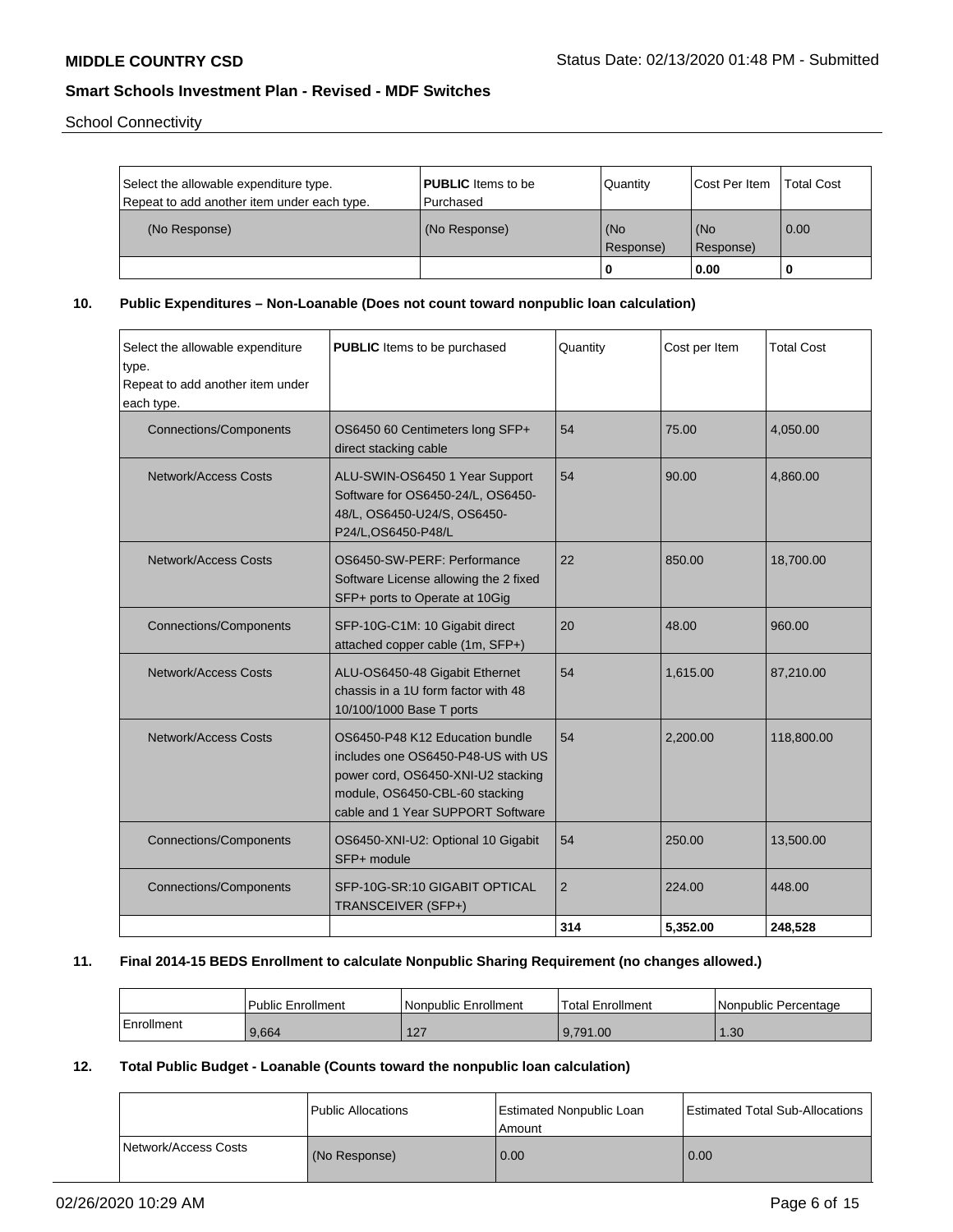**MIDDLE COUNTRY CSD** Status Date: 02/13/2020 01:48 PM - Submitted

**Smart Schools Investment Plan - Revised - MDF Switches**

School Connectivity

| Select the allowable expenditure type. Repeat to add another item under each type. | **PUBLIC** Items to be Purchased | Quantity | Cost Per Item | Total Cost |
|---|---|---|---|---|
| (No Response) | (No Response) | (No Response) | (No Response) | 0.00 |
| | | 0 | 0.00 | 0 |

**10. Public Expenditures – Non-Loanable (Does not count toward nonpublic loan calculation)**

| Select the allowable expenditure type. Repeat to add another item under each type. | **PUBLIC** Items to be purchased | Quantity | Cost per Item | Total Cost |
|---|---|---|---|---|
| Connections/Components | OS6450 60 Centimeters long SFP+ direct stacking cable | 54 | 75.00 | 4,050.00 |
| Network/Access Costs | ALU-SWIN-OS6450 1 Year Support Software for OS6450-24/L, OS6450-48/L, OS6450-U24/S, OS6450-P24/L,OS6450-P48/L | 54 | 90.00 | 4,860.00 |
| Network/Access Costs | OS6450-SW-PERF: Performance Software License allowing the 2 fixed SFP+ ports to Operate at 10Gig | 22 | 850.00 | 18,700.00 |
| Connections/Components | SFP-10G-C1M: 10 Gigabit direct attached copper cable (1m, SFP+) | 20 | 48.00 | 960.00 |
| Network/Access Costs | ALU-OS6450-48 Gigabit Ethernet chassis in a 1U form factor with 48 10/100/1000 Base T ports | 54 | 1,615.00 | 87,210.00 |
| Network/Access Costs | OS6450-P48 K12 Education bundle includes one OS6450-P48-US with US power cord, OS6450-XNI-U2 stacking module, OS6450-CBL-60 stacking cable and 1 Year SUPPORT Software | 54 | 2,200.00 | 118,800.00 |
| Connections/Components | OS6450-XNI-U2: Optional 10 Gigabit SFP+ module | 54 | 250.00 | 13,500.00 |
| Connections/Components | SFP-10G-SR:10 GIGABIT OPTICAL TRANSCEIVER (SFP+) | 2 | 224.00 | 448.00 |
| | | 314 | 5,352.00 | 248,528 |

**11. Final 2014-15 BEDS Enrollment to calculate Nonpublic Sharing Requirement (no changes allowed.)**

| | Public Enrollment | Nonpublic Enrollment | Total Enrollment | Nonpublic Percentage |
|---|---|---|---|---|
| Enrollment | 9,664 | 127 | 9,791.00 | 1.30 |

**12. Total Public Budget - Loanable (Counts toward the nonpublic loan calculation)**

| | Public Allocations | Estimated Nonpublic Loan Amount | Estimated Total Sub-Allocations |
|---|---|---|---|
| Network/Access Costs | (No Response) | 0.00 | 0.00 |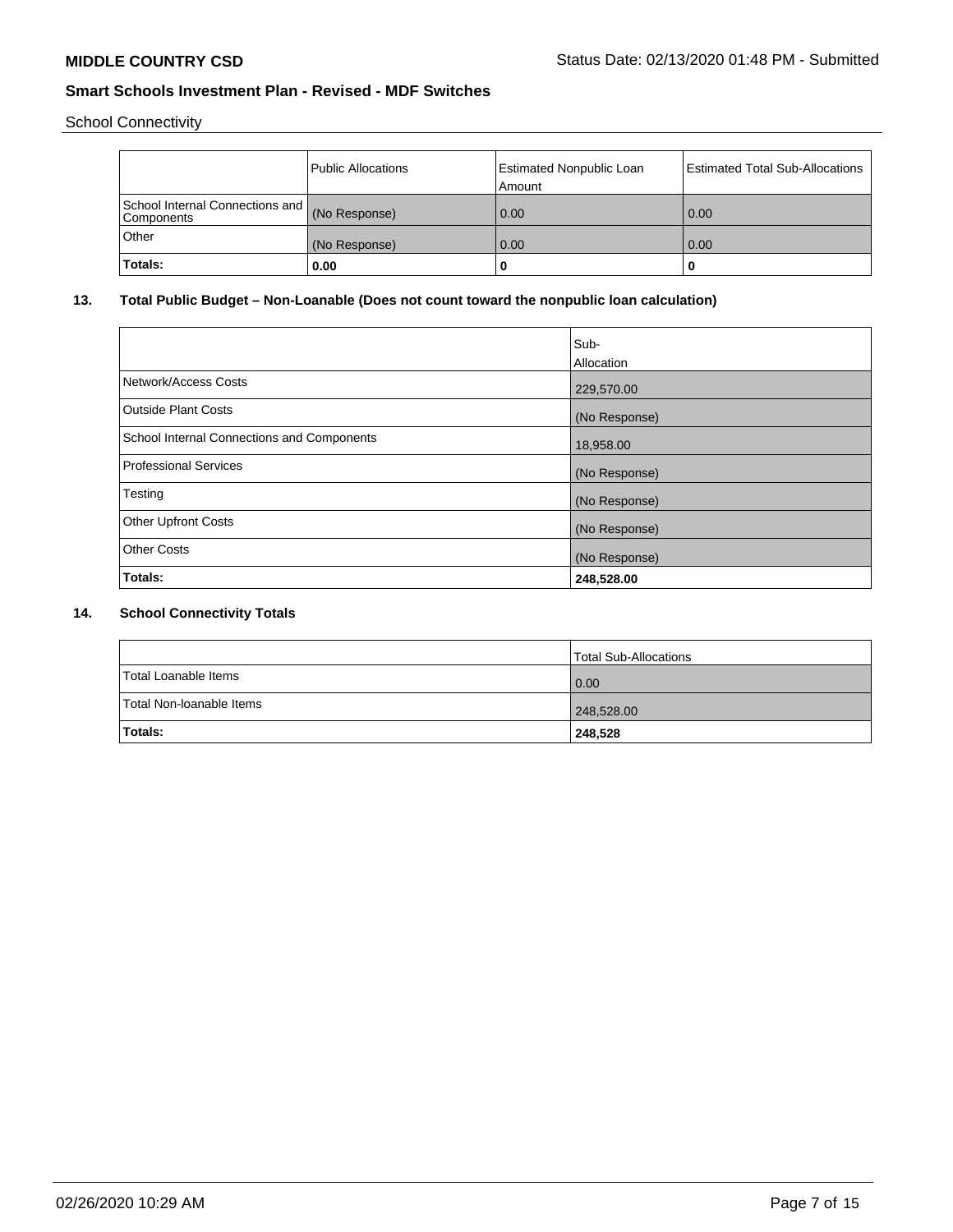**MIDDLE COUNTRY CSD**

Status Date: 02/13/2020 01:48 PM - Submitted

**Smart Schools Investment Plan - Revised - MDF Switches**

School Connectivity

| | Public Allocations | Estimated Nonpublic Loan Amount | Estimated Total Sub-Allocations |
|---|---|---|---|
| School Internal Connections and Components | (No Response) | 0.00 | 0.00 |
| Other | (No Response) | 0.00 | 0.00 |
| **Totals:** | **0.00** | **0** | **0** |

## 13. Total Public Budget – Non-Loanable (Does not count toward the nonpublic loan calculation)

| | Sub-Allocation |
|---|---|
| Network/Access Costs | 229,570.00 |
| Outside Plant Costs | (No Response) |
| School Internal Connections and Components | 18,958.00 |
| Professional Services | (No Response) |
| Testing | (No Response) |
| Other Upfront Costs | (No Response) |
| Other Costs | (No Response) |
| **Totals:** | **248,528.00** |

## 14. School Connectivity Totals

| | Total Sub-Allocations |
|---|---|
| Total Loanable Items | 0.00 |
| Total Non-loanable Items | 248,528.00 |
| **Totals:** | **248,528** |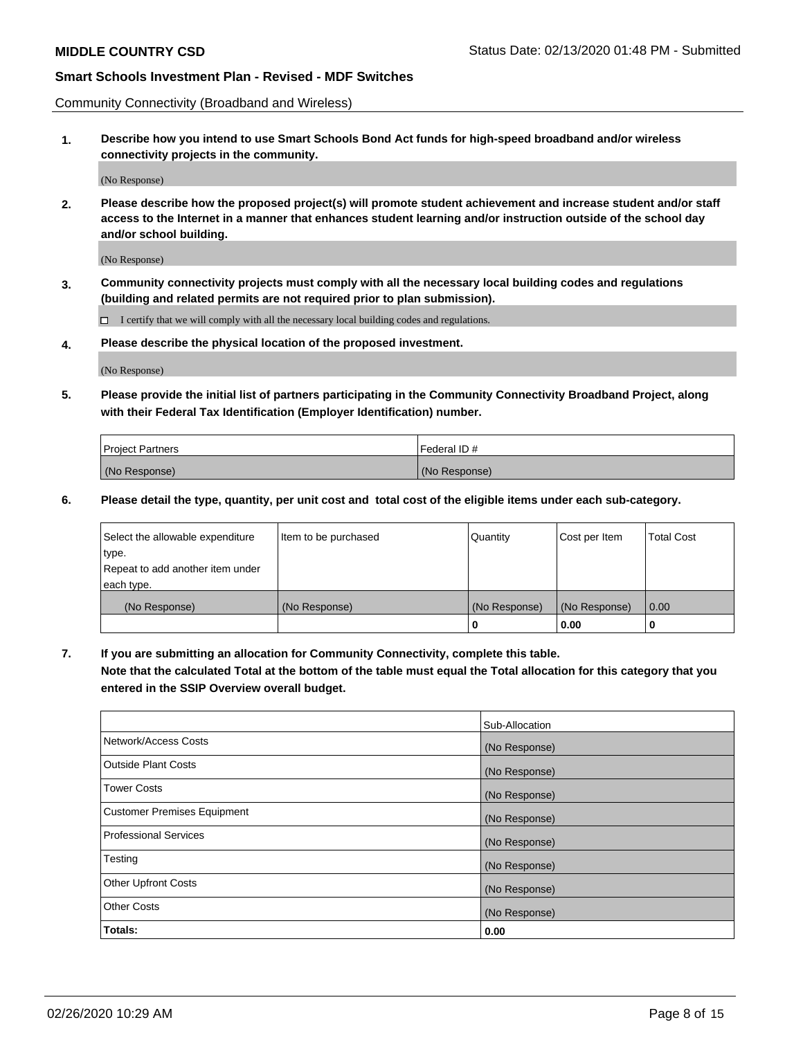Community Connectivity (Broadband and Wireless)

**1. Describe how you intend to use Smart Schools Bond Act funds for high-speed broadband and/or wireless connectivity projects in the community.**

(No Response)

**2. Please describe how the proposed project(s) will promote student achievement and increase student and/or staff access to the Internet in a manner that enhances student learning and/or instruction outside of the school day and/or school building.**

(No Response)

**3. Community connectivity projects must comply with all the necessary local building codes and regulations (building and related permits are not required prior to plan submission).**

☐ I certify that we will comply with all the necessary local building codes and regulations.

**4. Please describe the physical location of the proposed investment.**

(No Response)

**5. Please provide the initial list of partners participating in the Community Connectivity Broadband Project, along with their Federal Tax Identification (Employer Identification) number.**

| Project Partners | Federal ID # |
| --- | --- |
| (No Response) | (No Response) |

**6. Please detail the type, quantity, per unit cost and total cost of the eligible items under each sub-category.**

| Select the allowable expenditure type. Repeat to add another item under each type. | Item to be purchased | Quantity | Cost per Item | Total Cost |
| --- | --- | --- | --- | --- |
| (No Response) | (No Response) | (No Response) | (No Response) | 0.00 |
| | | **0** | **0.00** | **0** |

**7. If you are submitting an allocation for Community Connectivity, complete this table. Note that the calculated Total at the bottom of the table must equal the Total allocation for this category that you entered in the SSIP Overview overall budget.**

| | Sub-Allocation |
| --- | --- |
| Network/Access Costs | (No Response) |
| Outside Plant Costs | (No Response) |
| Tower Costs | (No Response) |
| Customer Premises Equipment | (No Response) |
| Professional Services | (No Response) |
| Testing | (No Response) |
| Other Upfront Costs | (No Response) |
| Other Costs | (No Response) |
| **Totals:** | **0.00** |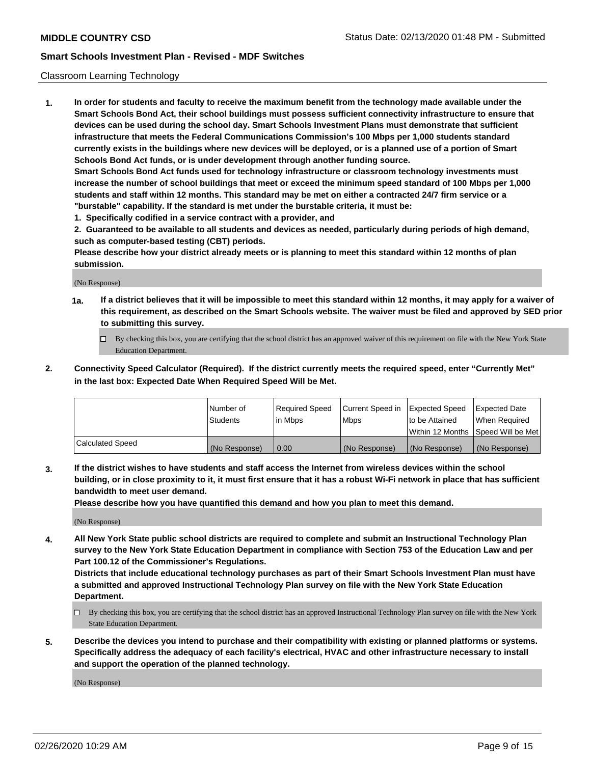Classroom Learning Technology

**1. In order for students and faculty to receive the maximum benefit from the technology made available under the Smart Schools Bond Act, their school buildings must possess sufficient connectivity infrastructure to ensure that devices can be used during the school day. Smart Schools Investment Plans must demonstrate that sufficient infrastructure that meets the Federal Communications Commission's 100 Mbps per 1,000 students standard currently exists in the buildings where new devices will be deployed, or is a planned use of a portion of Smart Schools Bond Act funds, or is under development through another funding source.**

**Smart Schools Bond Act funds used for technology infrastructure or classroom technology investments must increase the number of school buildings that meet or exceed the minimum speed standard of 100 Mbps per 1,000 students and staff within 12 months. This standard may be met on either a contracted 24/7 firm service or a "burstable" capability. If the standard is met under the burstable criteria, it must be:**

**1. Specifically codified in a service contract with a provider, and**

**2. Guaranteed to be available to all students and devices as needed, particularly during periods of high demand, such as computer-based testing (CBT) periods.**

**Please describe how your district already meets or is planning to meet this standard within 12 months of plan submission.**

(No Response)

**1a. If a district believes that it will be impossible to meet this standard within 12 months, it may apply for a waiver of this requirement, as described on the Smart Schools website. The waiver must be filed and approved by SED prior to submitting this survey.**

- ☐ By checking this box, you are certifying that the school district has an approved waiver of this requirement on file with the New York State Education Department.

**2. Connectivity Speed Calculator (Required). If the district currently meets the required speed, enter "Currently Met" in the last box: Expected Date When Required Speed Will be Met.**

| | Number of Students | Required Speed in Mbps | Current Speed in Mbps | Expected Speed to be Attained Within 12 Months | Expected Date When Required Speed Will be Met |
|---|---|---|---|---|---|
| Calculated Speed | (No Response) | 0.00 | (No Response) | (No Response) | (No Response) |

**3. If the district wishes to have students and staff access the Internet from wireless devices within the school building, or in close proximity to it, it must first ensure that it has a robust Wi-Fi network in place that has sufficient bandwidth to meet user demand.**

**Please describe how you have quantified this demand and how you plan to meet this demand.**

(No Response)

**4. All New York State public school districts are required to complete and submit an Instructional Technology Plan survey to the New York State Education Department in compliance with Section 753 of the Education Law and per Part 100.12 of the Commissioner's Regulations.**

**Districts that include educational technology purchases as part of their Smart Schools Investment Plan must have a submitted and approved Instructional Technology Plan survey on file with the New York State Education Department.**

- ☐ By checking this box, you are certifying that the school district has an approved Instructional Technology Plan survey on file with the New York State Education Department.

**5. Describe the devices you intend to purchase and their compatibility with existing or planned platforms or systems. Specifically address the adequacy of each facility's electrical, HVAC and other infrastructure necessary to install and support the operation of the planned technology.**

(No Response)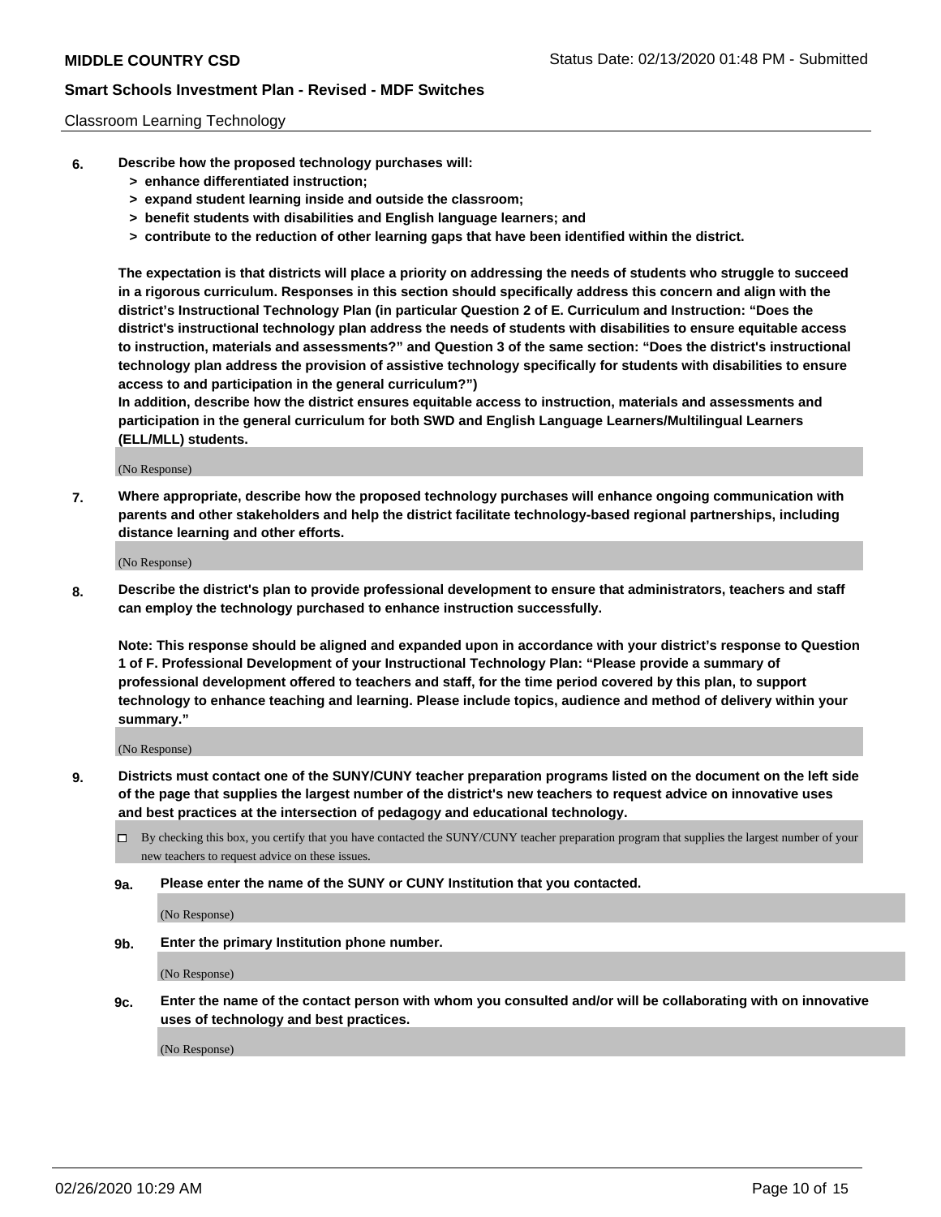Classroom Learning Technology

6. **Describe how the proposed technology purchases will:**
   - **> enhance differentiated instruction;**
   - **> expand student learning inside and outside the classroom;**
   - **> benefit students with disabilities and English language learners; and**
   - **> contribute to the reduction of other learning gaps that have been identified within the district.**

   **The expectation is that districts will place a priority on addressing the needs of students who struggle to succeed in a rigorous curriculum. Responses in this section should specifically address this concern and align with the district's Instructional Technology Plan (in particular Question 2 of E. Curriculum and Instruction: "Does the district's instructional technology plan address the needs of students with disabilities to ensure equitable access to instruction, materials and assessments?" and Question 3 of the same section: "Does the district's instructional technology plan address the provision of assistive technology specifically for students with disabilities to ensure access to and participation in the general curriculum?")**

   **In addition, describe how the district ensures equitable access to instruction, materials and assessments and participation in the general curriculum for both SWD and English Language Learners/Multilingual Learners (ELL/MLL) students.**

   (No Response)

7. **Where appropriate, describe how the proposed technology purchases will enhance ongoing communication with parents and other stakeholders and help the district facilitate technology-based regional partnerships, including distance learning and other efforts.**

   (No Response)

8. **Describe the district's plan to provide professional development to ensure that administrators, teachers and staff can employ the technology purchased to enhance instruction successfully.**

   **Note: This response should be aligned and expanded upon in accordance with your district's response to Question 1 of F. Professional Development of your Instructional Technology Plan: "Please provide a summary of professional development offered to teachers and staff, for the time period covered by this plan, to support technology to enhance teaching and learning. Please include topics, audience and method of delivery within your summary."**

   (No Response)

9. **Districts must contact one of the SUNY/CUNY teacher preparation programs listed on the document on the left side of the page that supplies the largest number of the district's new teachers to request advice on innovative uses and best practices at the intersection of pedagogy and educational technology.**

   ☐ By checking this box, you certify that you have contacted the SUNY/CUNY teacher preparation program that supplies the largest number of your new teachers to request advice on these issues.

   **9a. Please enter the name of the SUNY or CUNY Institution that you contacted.**

   (No Response)

   **9b. Enter the primary Institution phone number.**

   (No Response)

   **9c. Enter the name of the contact person with whom you consulted and/or will be collaborating with on innovative uses of technology and best practices.**

   (No Response)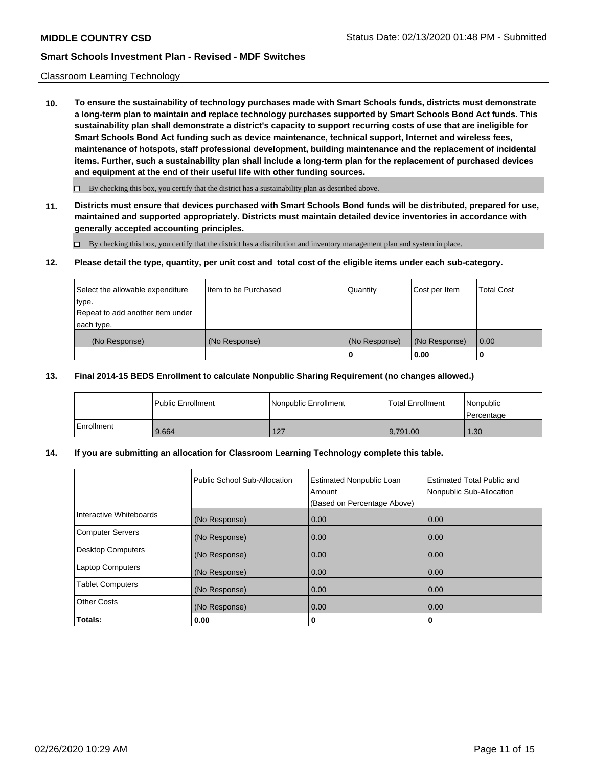Classroom Learning Technology

**10. To ensure the sustainability of technology purchases made with Smart Schools funds, districts must demonstrate a long-term plan to maintain and replace technology purchases supported by Smart Schools Bond Act funds. This sustainability plan shall demonstrate a district's capacity to support recurring costs of use that are ineligible for Smart Schools Bond Act funding such as device maintenance, technical support, Internet and wireless fees, maintenance of hotspots, staff professional development, building maintenance and the replacement of incidental items. Further, such a sustainability plan shall include a long-term plan for the replacement of purchased devices and equipment at the end of their useful life with other funding sources.**

☐ By checking this box, you certify that the district has a sustainability plan as described above.

**11. Districts must ensure that devices purchased with Smart Schools Bond funds will be distributed, prepared for use, maintained and supported appropriately. Districts must maintain detailed device inventories in accordance with generally accepted accounting principles.**

☐ By checking this box, you certify that the district has a distribution and inventory management plan and system in place.

**12. Please detail the type, quantity, per unit cost and total cost of the eligible items under each sub-category.**

| Select the allowable expenditure type. Repeat to add another item under each type. | Item to be Purchased | Quantity | Cost per Item | Total Cost |
|---|---|---|---|---|
| (No Response) | (No Response) | (No Response) | (No Response) | 0.00 |
| | | **0** | **0.00** | **0** |

**13. Final 2014-15 BEDS Enrollment to calculate Nonpublic Sharing Requirement (no changes allowed.)**

| | Public Enrollment | Nonpublic Enrollment | Total Enrollment | Nonpublic Percentage |
|---|---|---|---|---|
| Enrollment | 9,664 | 127 | 9,791.00 | 1.30 |

**14. If you are submitting an allocation for Classroom Learning Technology complete this table.**

| | Public School Sub-Allocation | Estimated Nonpublic Loan Amount (Based on Percentage Above) | Estimated Total Public and Nonpublic Sub-Allocation |
|---|---|---|---|
| Interactive Whiteboards | (No Response) | 0.00 | 0.00 |
| Computer Servers | (No Response) | 0.00 | 0.00 |
| Desktop Computers | (No Response) | 0.00 | 0.00 |
| Laptop Computers | (No Response) | 0.00 | 0.00 |
| Tablet Computers | (No Response) | 0.00 | 0.00 |
| Other Costs | (No Response) | 0.00 | 0.00 |
| **Totals:** | **0.00** | **0** | **0** |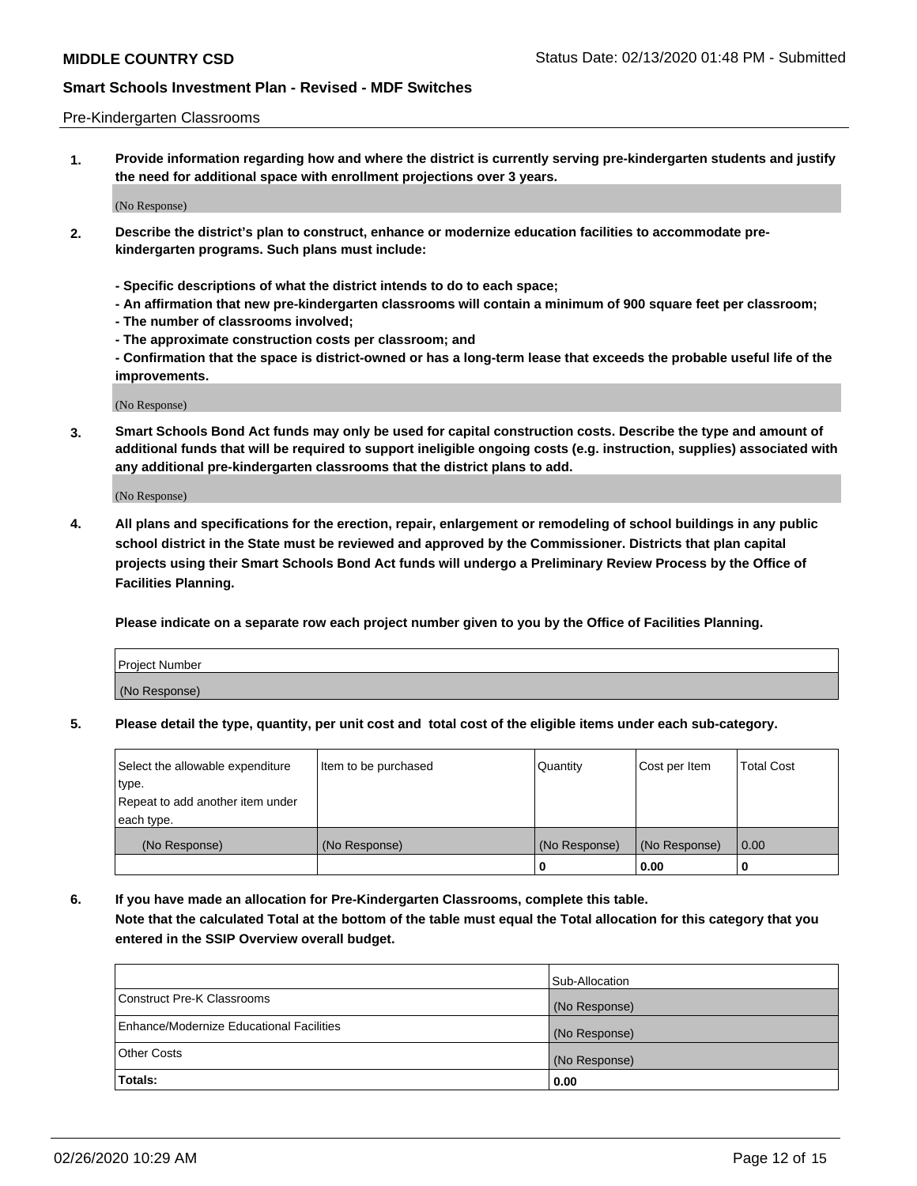Pre-Kindergarten Classrooms

**1. Provide information regarding how and where the district is currently serving pre-kindergarten students and justify the need for additional space with enrollment projections over 3 years.**

(No Response)

**2. Describe the district's plan to construct, enhance or modernize education facilities to accommodate pre-kindergarten programs. Such plans must include:**

**- Specific descriptions of what the district intends to do to each space;**
**- An affirmation that new pre-kindergarten classrooms will contain a minimum of 900 square feet per classroom;**
**- The number of classrooms involved;**
**- The approximate construction costs per classroom; and**
**- Confirmation that the space is district-owned or has a long-term lease that exceeds the probable useful life of the improvements.**

(No Response)

**3. Smart Schools Bond Act funds may only be used for capital construction costs. Describe the type and amount of additional funds that will be required to support ineligible ongoing costs (e.g. instruction, supplies) associated with any additional pre-kindergarten classrooms that the district plans to add.**

(No Response)

**4. All plans and specifications for the erection, repair, enlargement or remodeling of school buildings in any public school district in the State must be reviewed and approved by the Commissioner. Districts that plan capital projects using their Smart Schools Bond Act funds will undergo a Preliminary Review Process by the Office of Facilities Planning.**

**Please indicate on a separate row each project number given to you by the Office of Facilities Planning.**

| Project Number |
|---|
| (No Response) |

**5. Please detail the type, quantity, per unit cost and total cost of the eligible items under each sub-category.**

| Select the allowable expenditure type. Repeat to add another item under each type. | Item to be purchased | Quantity | Cost per Item | Total Cost |
|---|---|---|---|---|
| (No Response) | (No Response) | (No Response) | (No Response) | 0.00 |
| | | 0 | 0.00 | 0 |

**6. If you have made an allocation for Pre-Kindergarten Classrooms, complete this table. Note that the calculated Total at the bottom of the table must equal the Total allocation for this category that you entered in the SSIP Overview overall budget.**

| | Sub-Allocation |
|---|---|
| Construct Pre-K Classrooms | (No Response) |
| Enhance/Modernize Educational Facilities | (No Response) |
| Other Costs | (No Response) |
| **Totals:** | **0.00** |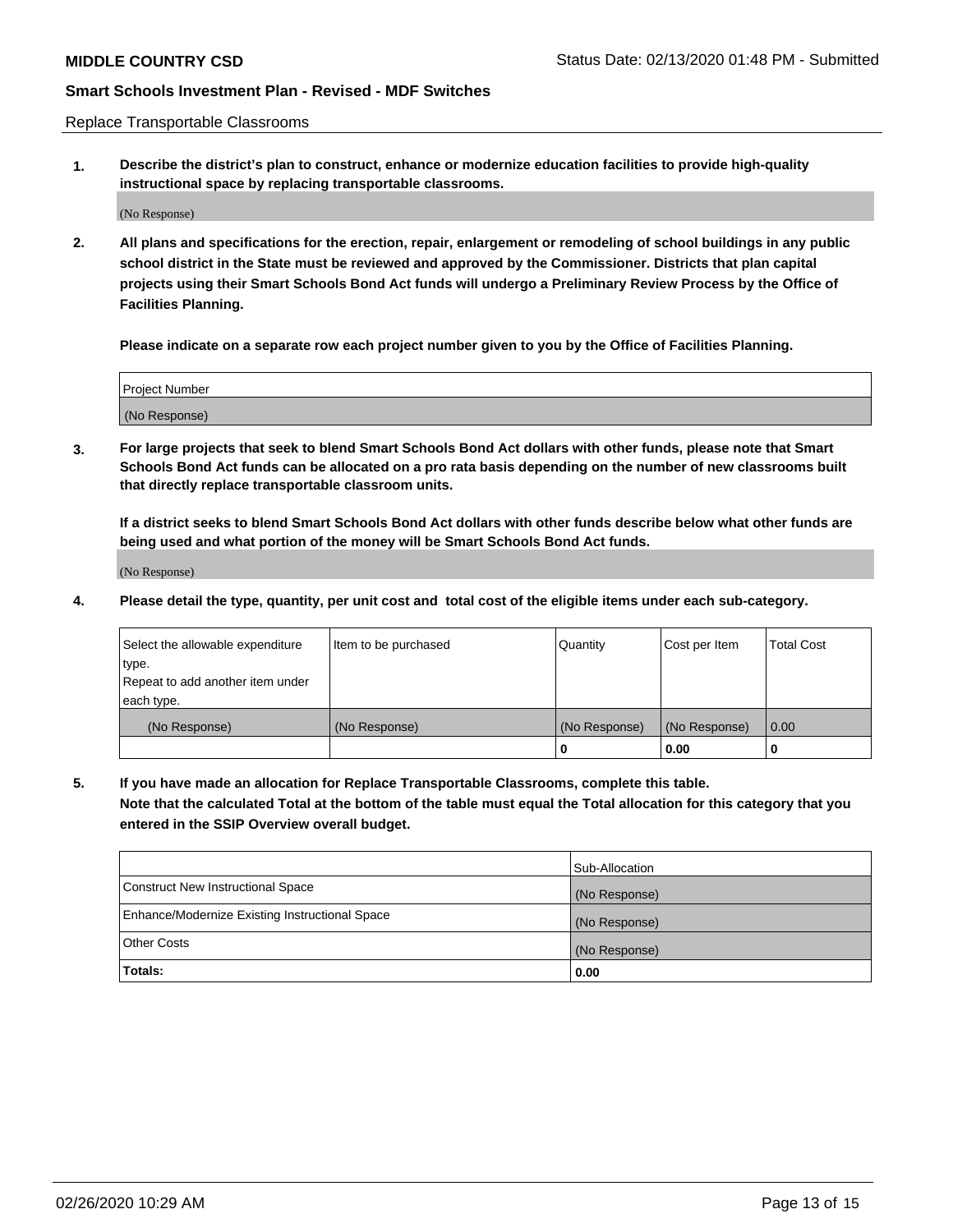Replace Transportable Classrooms

**1. Describe the district's plan to construct, enhance or modernize education facilities to provide high-quality instructional space by replacing transportable classrooms.**

(No Response)

**2. All plans and specifications for the erection, repair, enlargement or remodeling of school buildings in any public school district in the State must be reviewed and approved by the Commissioner. Districts that plan capital projects using their Smart Schools Bond Act funds will undergo a Preliminary Review Process by the Office of Facilities Planning.**

**Please indicate on a separate row each project number given to you by the Office of Facilities Planning.**

| Project Number |
|---|
| (No Response) |

**3. For large projects that seek to blend Smart Schools Bond Act dollars with other funds, please note that Smart Schools Bond Act funds can be allocated on a pro rata basis depending on the number of new classrooms built that directly replace transportable classroom units.**

**If a district seeks to blend Smart Schools Bond Act dollars with other funds describe below what other funds are being used and what portion of the money will be Smart Schools Bond Act funds.**

(No Response)

**4. Please detail the type, quantity, per unit cost and total cost of the eligible items under each sub-category.**

| Select the allowable expenditure type. Repeat to add another item under each type. | Item to be purchased | Quantity | Cost per Item | Total Cost |
|---|---|---|---|---|
| (No Response) | (No Response) | (No Response) | (No Response) | 0.00 |
| | | 0 | 0.00 | 0 |

**5. If you have made an allocation for Replace Transportable Classrooms, complete this table. Note that the calculated Total at the bottom of the table must equal the Total allocation for this category that you entered in the SSIP Overview overall budget.**

| | Sub-Allocation |
|---|---|
| Construct New Instructional Space | (No Response) |
| Enhance/Modernize Existing Instructional Space | (No Response) |
| Other Costs | (No Response) |
| **Totals:** | **0.00** |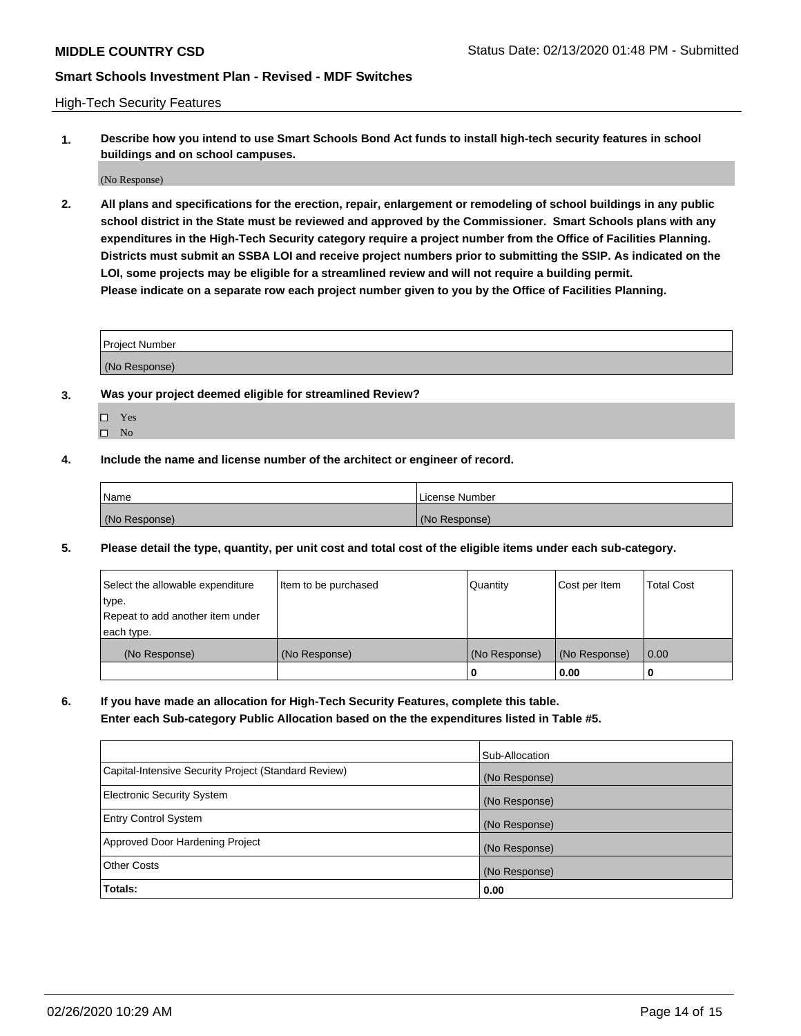## High-Tech Security Features

**1. Describe how you intend to use Smart Schools Bond Act funds to install high-tech security features in school buildings and on school campuses.**

(No Response)

**2. All plans and specifications for the erection, repair, enlargement or remodeling of school buildings in any public school district in the State must be reviewed and approved by the Commissioner. Smart Schools plans with any expenditures in the High-Tech Security category require a project number from the Office of Facilities Planning. Districts must submit an SSBA LOI and receive project numbers prior to submitting the SSIP. As indicated on the LOI, some projects may be eligible for a streamlined review and will not require a building permit. Please indicate on a separate row each project number given to you by the Office of Facilities Planning.**

| Project Number |
| --- |
| (No Response) |

**3. Was your project deemed eligible for streamlined Review?**

- ☐ Yes
- ☐ No

**4. Include the name and license number of the architect or engineer of record.**

| Name | License Number |
| --- | --- |
| (No Response) | (No Response) |

**5. Please detail the type, quantity, per unit cost and total cost of the eligible items under each sub-category.**

| Select the allowable expenditure type. Repeat to add another item under each type. | Item to be purchased | Quantity | Cost per Item | Total Cost |
| --- | --- | --- | --- | --- |
| (No Response) | (No Response) | (No Response) | (No Response) | 0.00 |
| | | 0 | 0.00 | 0 |

**6. If you have made an allocation for High-Tech Security Features, complete this table. Enter each Sub-category Public Allocation based on the the expenditures listed in Table #5.**

| | Sub-Allocation |
| --- | --- |
| Capital-Intensive Security Project (Standard Review) | (No Response) |
| Electronic Security System | (No Response) |
| Entry Control System | (No Response) |
| Approved Door Hardening Project | (No Response) |
| Other Costs | (No Response) |
| **Totals:** | **0.00** |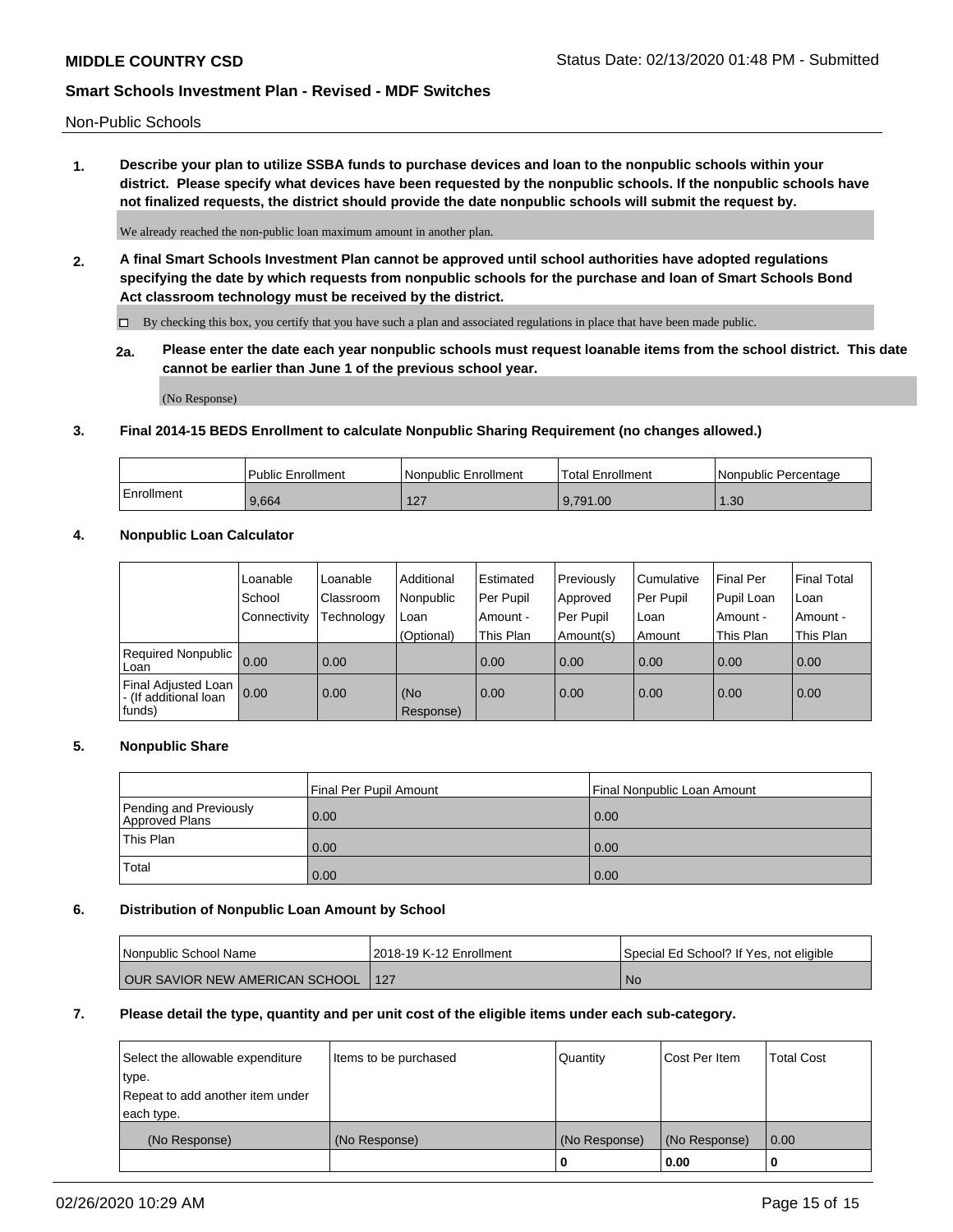Non-Public Schools

**1. Describe your plan to utilize SSBA funds to purchase devices and loan to the nonpublic schools within your district. Please specify what devices have been requested by the nonpublic schools. If the nonpublic schools have not finalized requests, the district should provide the date nonpublic schools will submit the request by.**

We already reached the non-public loan maximum amount in another plan.

**2. A final Smart Schools Investment Plan cannot be approved until school authorities have adopted regulations specifying the date by which requests from nonpublic schools for the purchase and loan of Smart Schools Bond Act classroom technology must be received by the district.**

☐ By checking this box, you certify that you have such a plan and associated regulations in place that have been made public.

**2a. Please enter the date each year nonpublic schools must request loanable items from the school district. This date cannot be earlier than June 1 of the previous school year.**

(No Response)

**3. Final 2014-15 BEDS Enrollment to calculate Nonpublic Sharing Requirement (no changes allowed.)**

| | Public Enrollment | Nonpublic Enrollment | Total Enrollment | Nonpublic Percentage |
|---|---|---|---|---|
| Enrollment | 9,664 | 127 | 9,791.00 | 1.30 |

**4. Nonpublic Loan Calculator**

| | Loanable School Connectivity | Loanable Classroom Technology | Additional Nonpublic Loan (Optional) | Estimated Per Pupil Amount - This Plan | Previously Approved Per Pupil Amount(s) | Cumulative Per Pupil Loan Amount | Final Per Pupil Loan Amount - This Plan | Final Total Loan Amount - This Plan |
|---|---|---|---|---|---|---|---|---|
| Required Nonpublic Loan | 0.00 | 0.00 | | 0.00 | 0.00 | 0.00 | 0.00 | 0.00 |
| Final Adjusted Loan - (If additional loan funds) | 0.00 | 0.00 | (No Response) | 0.00 | 0.00 | 0.00 | 0.00 | 0.00 |

**5. Nonpublic Share**

| | Final Per Pupil Amount | Final Nonpublic Loan Amount |
|---|---|---|
| Pending and Previously Approved Plans | 0.00 | 0.00 |
| This Plan | 0.00 | 0.00 |
| Total | 0.00 | 0.00 |

**6. Distribution of Nonpublic Loan Amount by School**

| Nonpublic School Name | 2018-19 K-12 Enrollment | Special Ed School? If Yes, not eligible |
|---|---|---|
| OUR SAVIOR NEW AMERICAN SCHOOL | 127 | No |

**7. Please detail the type, quantity and per unit cost of the eligible items under each sub-category.**

| Select the allowable expenditure type. Repeat to add another item under each type. | Items to be purchased | Quantity | Cost Per Item | Total Cost |
|---|---|---|---|---|
| (No Response) | (No Response) | (No Response) | (No Response) | 0.00 |
| | | 0 | 0.00 | 0 |